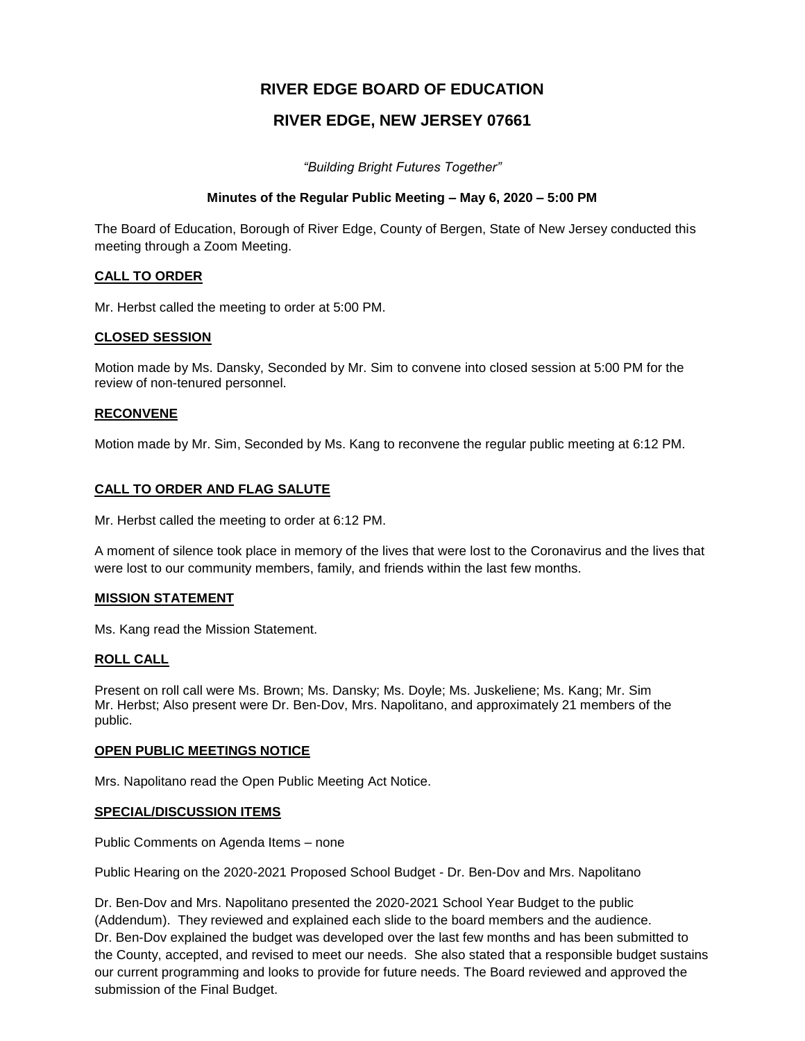# RIVER EDGE BOARD OF EDUCATION

## RIVER EDGE, NEW JERSEY 07661

*"Building Bright Futures Together"*

**Minutes of the Regular Public Meeting – May 6, 2020 – 5:00 PM**

The Board of Education, Borough of River Edge, County of Bergen, State of New Jersey conducted this meeting through a Zoom Meeting.

**CALL TO ORDER**

Mr. Herbst called the meeting to order at 5:00 PM.

**CLOSED SESSION**

Motion made by Ms. Dansky, Seconded by Mr. Sim to convene into closed session at 5:00 PM for the review of non-tenured personnel.

**RECONVENE**

Motion made by Mr. Sim, Seconded by Ms. Kang to reconvene the regular public meeting at 6:12 PM.

**CALL TO ORDER AND FLAG SALUTE**

Mr. Herbst called the meeting to order at 6:12 PM.

A moment of silence took place in memory of the lives that were lost to the Coronavirus and the lives that were lost to our community members, family, and friends within the last few months.

**MISSION STATEMENT**

Ms. Kang read the Mission Statement.

**ROLL CALL**

Present on roll call were Ms. Brown; Ms. Dansky; Ms. Doyle; Ms. Juskeliene; Ms. Kang; Mr. Sim Mr. Herbst; Also present were Dr. Ben-Dov, Mrs. Napolitano, and approximately 21 members of the public.

**OPEN PUBLIC MEETINGS NOTICE**

Mrs. Napolitano read the Open Public Meeting Act Notice.

**SPECIAL/DISCUSSION ITEMS**

Public Comments on Agenda Items – none

Public Hearing on the 2020-2021 Proposed School Budget - Dr. Ben-Dov and Mrs. Napolitano

Dr. Ben-Dov and Mrs. Napolitano presented the 2020-2021 School Year Budget to the public (Addendum). They reviewed and explained each slide to the board members and the audience. Dr. Ben-Dov explained the budget was developed over the last few months and has been submitted to the County, accepted, and revised to meet our needs. She also stated that a responsible budget sustains our current programming and looks to provide for future needs. The Board reviewed and approved the submission of the Final Budget.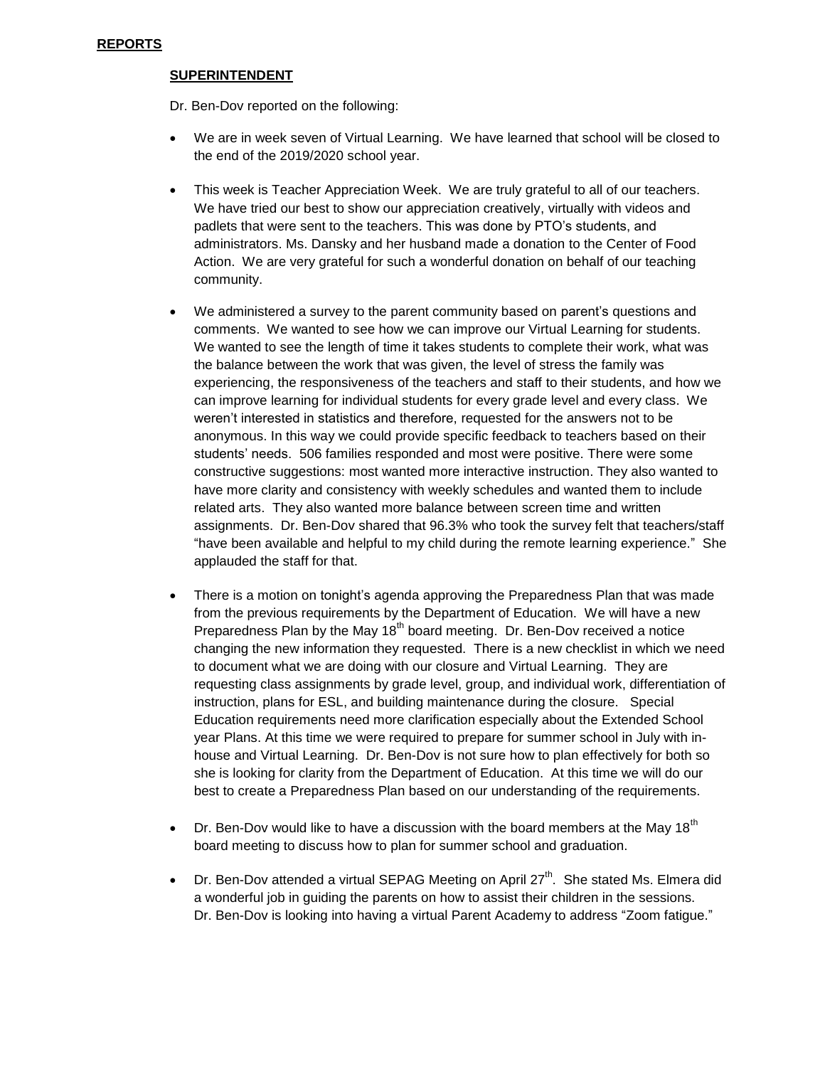## **REPORTS**

### **SUPERINTENDENT**

Dr. Ben-Dov reported on the following:

- We are in week seven of Virtual Learning. We have learned that school will be closed to the end of the 2019/2020 school year.

- This week is Teacher Appreciation Week. We are truly grateful to all of our teachers. We have tried our best to show our appreciation creatively, virtually with videos and padlets that were sent to the teachers. This was done by PTO's students, and administrators. Ms. Dansky and her husband made a donation to the Center of Food Action. We are very grateful for such a wonderful donation on behalf of our teaching community.

- We administered a survey to the parent community based on parent's questions and comments. We wanted to see how we can improve our Virtual Learning for students. We wanted to see the length of time it takes students to complete their work, what was the balance between the work that was given, the level of stress the family was experiencing, the responsiveness of the teachers and staff to their students, and how we can improve learning for individual students for every grade level and every class. We weren't interested in statistics and therefore, requested for the answers not to be anonymous. In this way we could provide specific feedback to teachers based on their students' needs. 506 families responded and most were positive. There were some constructive suggestions: most wanted more interactive instruction. They also wanted to have more clarity and consistency with weekly schedules and wanted them to include related arts. They also wanted more balance between screen time and written assignments. Dr. Ben-Dov shared that 96.3% who took the survey felt that teachers/staff "have been available and helpful to my child during the remote learning experience." She applauded the staff for that.

- There is a motion on tonight's agenda approving the Preparedness Plan that was made from the previous requirements by the Department of Education. We will have a new Preparedness Plan by the May 18th board meeting. Dr. Ben-Dov received a notice changing the new information they requested. There is a new checklist in which we need to document what we are doing with our closure and Virtual Learning. They are requesting class assignments by grade level, group, and individual work, differentiation of instruction, plans for ESL, and building maintenance during the closure. Special Education requirements need more clarification especially about the Extended School year Plans. At this time we were required to prepare for summer school in July with in-house and Virtual Learning. Dr. Ben-Dov is not sure how to plan effectively for both so she is looking for clarity from the Department of Education. At this time we will do our best to create a Preparedness Plan based on our understanding of the requirements.

- Dr. Ben-Dov would like to have a discussion with the board members at the May 18th board meeting to discuss how to plan for summer school and graduation.

- Dr. Ben-Dov attended a virtual SEPAG Meeting on April 27th. She stated Ms. Elmera did a wonderful job in guiding the parents on how to assist their children in the sessions. Dr. Ben-Dov is looking into having a virtual Parent Academy to address "Zoom fatigue."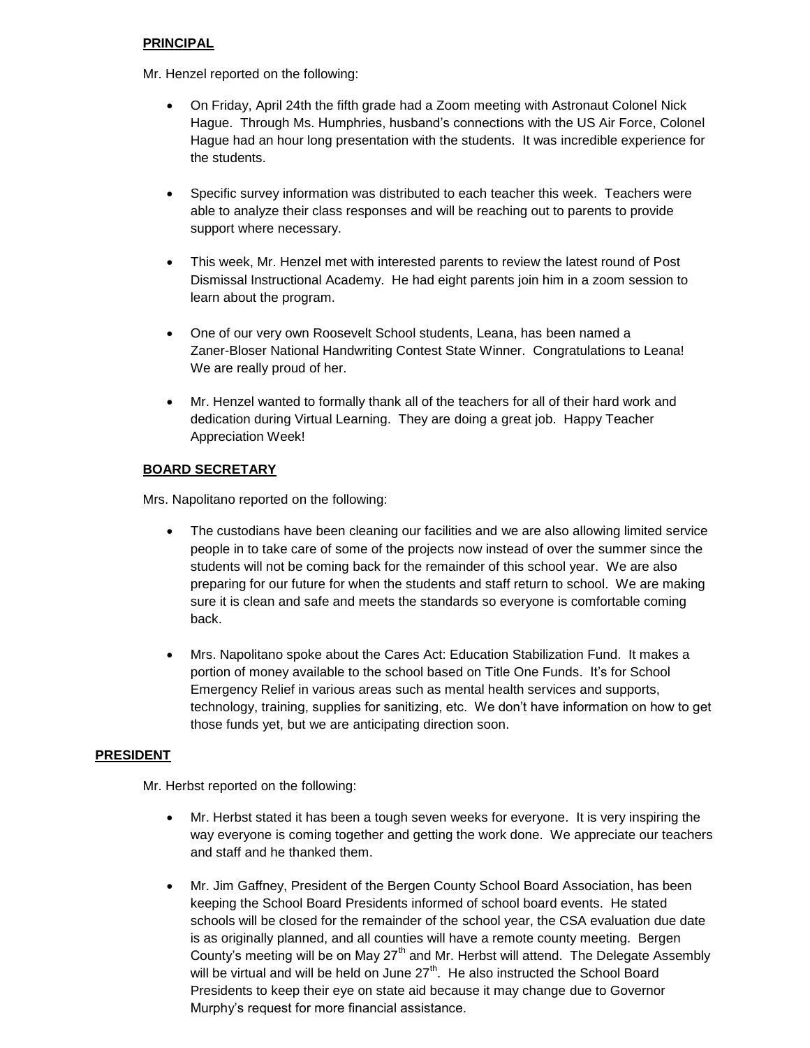**PRINCIPAL**

Mr. Henzel reported on the following:

- On Friday, April 24th the fifth grade had a Zoom meeting with Astronaut Colonel Nick Hague. Through Ms. Humphries, husband's connections with the US Air Force, Colonel Hague had an hour long presentation with the students. It was incredible experience for the students.

- Specific survey information was distributed to each teacher this week. Teachers were able to analyze their class responses and will be reaching out to parents to provide support where necessary.

- This week, Mr. Henzel met with interested parents to review the latest round of Post Dismissal Instructional Academy. He had eight parents join him in a zoom session to learn about the program.

- One of our very own Roosevelt School students, Leana, has been named a Zaner-Bloser National Handwriting Contest State Winner. Congratulations to Leana! We are really proud of her.

- Mr. Henzel wanted to formally thank all of the teachers for all of their hard work and dedication during Virtual Learning. They are doing a great job. Happy Teacher Appreciation Week!

**BOARD SECRETARY**

Mrs. Napolitano reported on the following:

- The custodians have been cleaning our facilities and we are also allowing limited service people in to take care of some of the projects now instead of over the summer since the students will not be coming back for the remainder of this school year. We are also preparing for our future for when the students and staff return to school. We are making sure it is clean and safe and meets the standards so everyone is comfortable coming back.

- Mrs. Napolitano spoke about the Cares Act: Education Stabilization Fund. It makes a portion of money available to the school based on Title One Funds. It's for School Emergency Relief in various areas such as mental health services and supports, technology, training, supplies for sanitizing, etc. We don't have information on how to get those funds yet, but we are anticipating direction soon.

**PRESIDENT**

Mr. Herbst reported on the following:

- Mr. Herbst stated it has been a tough seven weeks for everyone. It is very inspiring the way everyone is coming together and getting the work done. We appreciate our teachers and staff and he thanked them.

- Mr. Jim Gaffney, President of the Bergen County School Board Association, has been keeping the School Board Presidents informed of school board events. He stated schools will be closed for the remainder of the school year, the CSA evaluation due date is as originally planned, and all counties will have a remote county meeting. Bergen County's meeting will be on May 27th and Mr. Herbst will attend. The Delegate Assembly will be virtual and will be held on June 27th. He also instructed the School Board Presidents to keep their eye on state aid because it may change due to Governor Murphy's request for more financial assistance.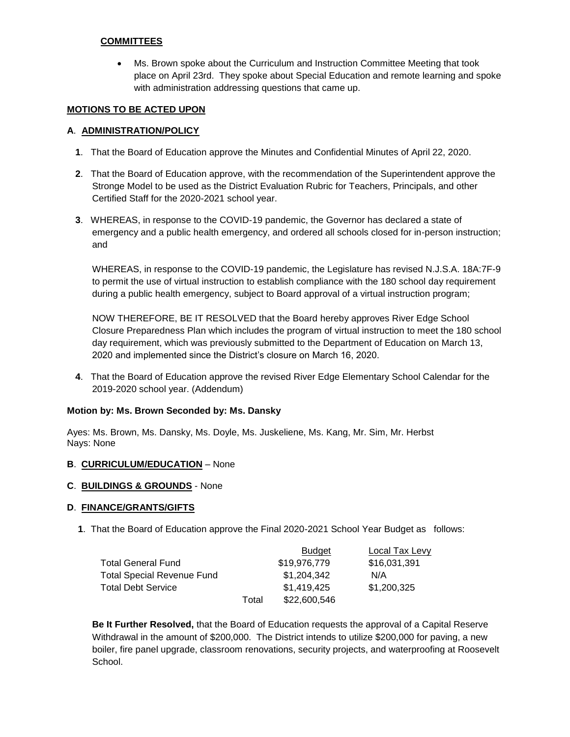**COMMITTEES**

- Ms. Brown spoke about the Curriculum and Instruction Committee Meeting that took place on April 23rd. They spoke about Special Education and remote learning and spoke with administration addressing questions that came up.

**MOTIONS TO BE ACTED UPON**

**A**. **ADMINISTRATION/POLICY**

**1**. That the Board of Education approve the Minutes and Confidential Minutes of April 22, 2020.

**2**. That the Board of Education approve, with the recommendation of the Superintendent approve the Stronge Model to be used as the District Evaluation Rubric for Teachers, Principals, and other Certified Staff for the 2020-2021 school year.

**3**. WHEREAS, in response to the COVID-19 pandemic, the Governor has declared a state of emergency and a public health emergency, and ordered all schools closed for in-person instruction; and

WHEREAS, in response to the COVID-19 pandemic, the Legislature has revised N.J.S.A. 18A:7F-9 to permit the use of virtual instruction to establish compliance with the 180 school day requirement during a public health emergency, subject to Board approval of a virtual instruction program;

NOW THEREFORE, BE IT RESOLVED that the Board hereby approves River Edge School Closure Preparedness Plan which includes the program of virtual instruction to meet the 180 school day requirement, which was previously submitted to the Department of Education on March 13, 2020 and implemented since the District's closure on March 16, 2020.

**4**. That the Board of Education approve the revised River Edge Elementary School Calendar for the 2019-2020 school year. (Addendum)

**Motion by: Ms. Brown Seconded by: Ms. Dansky**

Ayes: Ms. Brown, Ms. Dansky, Ms. Doyle, Ms. Juskeliene, Ms. Kang, Mr. Sim, Mr. Herbst
Nays: None

**B**. **CURRICULUM/EDUCATION** – None

**C**. **BUILDINGS & GROUNDS** - None

**D**. **FINANCE/GRANTS/GIFTS**

**1**. That the Board of Education approve the Final 2020-2021 School Year Budget as follows:

| | | Budget | Local Tax Levy |
|---|---|---|---|
| Total General Fund | | $19,976,779 | $16,031,391 |
| Total Special Revenue Fund | | $1,204,342 | N/A |
| Total Debt Service | | $1,419,425 | $1,200,325 |
| | Total | $22,600,546 | |

**Be It Further Resolved,** that the Board of Education requests the approval of a Capital Reserve Withdrawal in the amount of $200,000. The District intends to utilize $200,000 for paving, a new boiler, fire panel upgrade, classroom renovations, security projects, and waterproofing at Roosevelt School.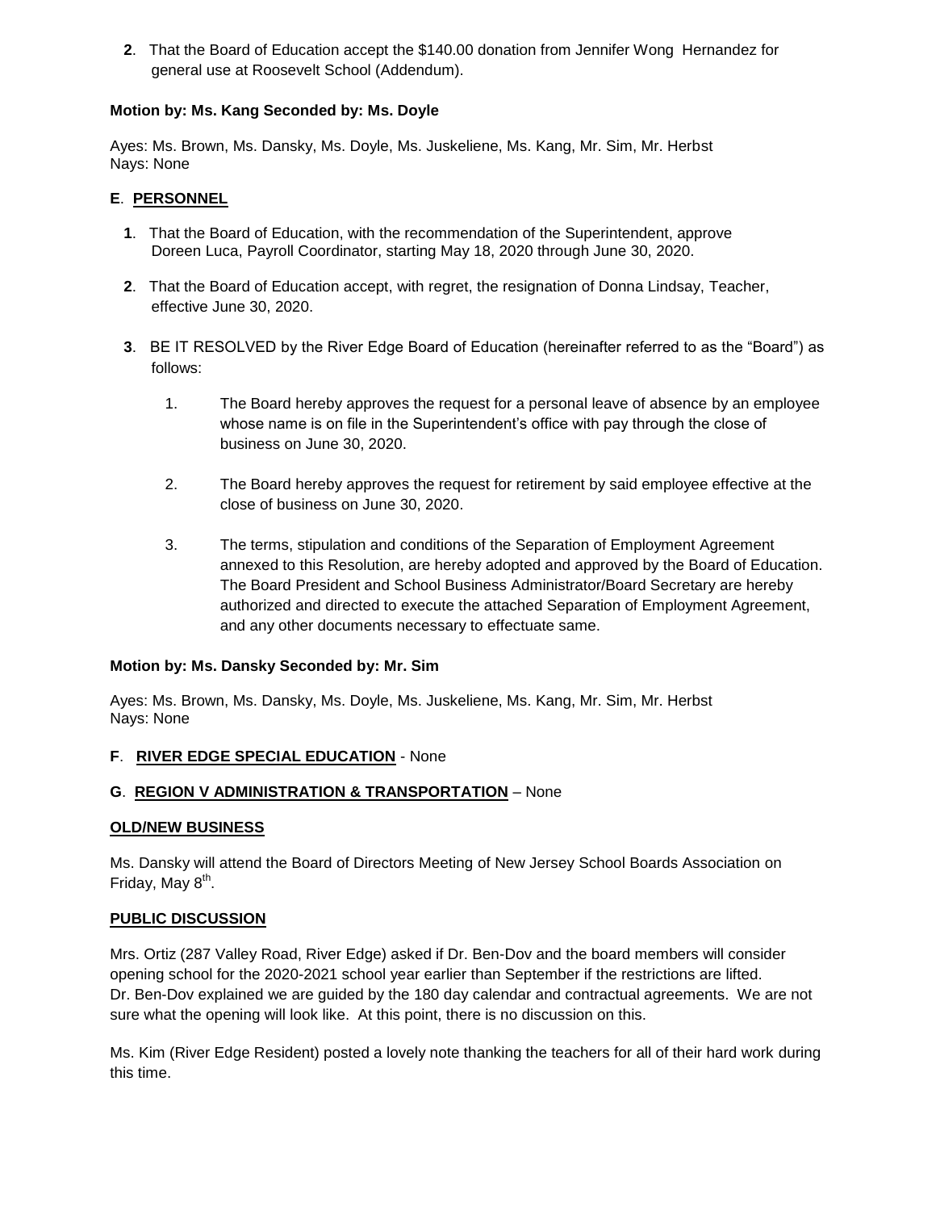**2**. That the Board of Education accept the $140.00 donation from Jennifer Wong Hernandez for general use at Roosevelt School (Addendum).

**Motion by: Ms. Kang Seconded by: Ms. Doyle**

Ayes: Ms. Brown, Ms. Dansky, Ms. Doyle, Ms. Juskeliene, Ms. Kang, Mr. Sim, Mr. Herbst
Nays: None

**E**. **PERSONNEL**

**1**. That the Board of Education, with the recommendation of the Superintendent, approve Doreen Luca, Payroll Coordinator, starting May 18, 2020 through June 30, 2020.

**2**. That the Board of Education accept, with regret, the resignation of Donna Lindsay, Teacher, effective June 30, 2020.

**3**. BE IT RESOLVED by the River Edge Board of Education (hereinafter referred to as the "Board") as follows:

1. The Board hereby approves the request for a personal leave of absence by an employee whose name is on file in the Superintendent's office with pay through the close of business on June 30, 2020.

2. The Board hereby approves the request for retirement by said employee effective at the close of business on June 30, 2020.

3. The terms, stipulation and conditions of the Separation of Employment Agreement annexed to this Resolution, are hereby adopted and approved by the Board of Education. The Board President and School Business Administrator/Board Secretary are hereby authorized and directed to execute the attached Separation of Employment Agreement, and any other documents necessary to effectuate same.

**Motion by: Ms. Dansky Seconded by: Mr. Sim**

Ayes: Ms. Brown, Ms. Dansky, Ms. Doyle, Ms. Juskeliene, Ms. Kang, Mr. Sim, Mr. Herbst
Nays: None

**F**. **RIVER EDGE SPECIAL EDUCATION** - None

**G**. **REGION V ADMINISTRATION & TRANSPORTATION** – None

**OLD/NEW BUSINESS**

Ms. Dansky will attend the Board of Directors Meeting of New Jersey School Boards Association on Friday, May 8th.

**PUBLIC DISCUSSION**

Mrs. Ortiz (287 Valley Road, River Edge) asked if Dr. Ben-Dov and the board members will consider opening school for the 2020-2021 school year earlier than September if the restrictions are lifted. Dr. Ben-Dov explained we are guided by the 180 day calendar and contractual agreements. We are not sure what the opening will look like. At this point, there is no discussion on this.

Ms. Kim (River Edge Resident) posted a lovely note thanking the teachers for all of their hard work during this time.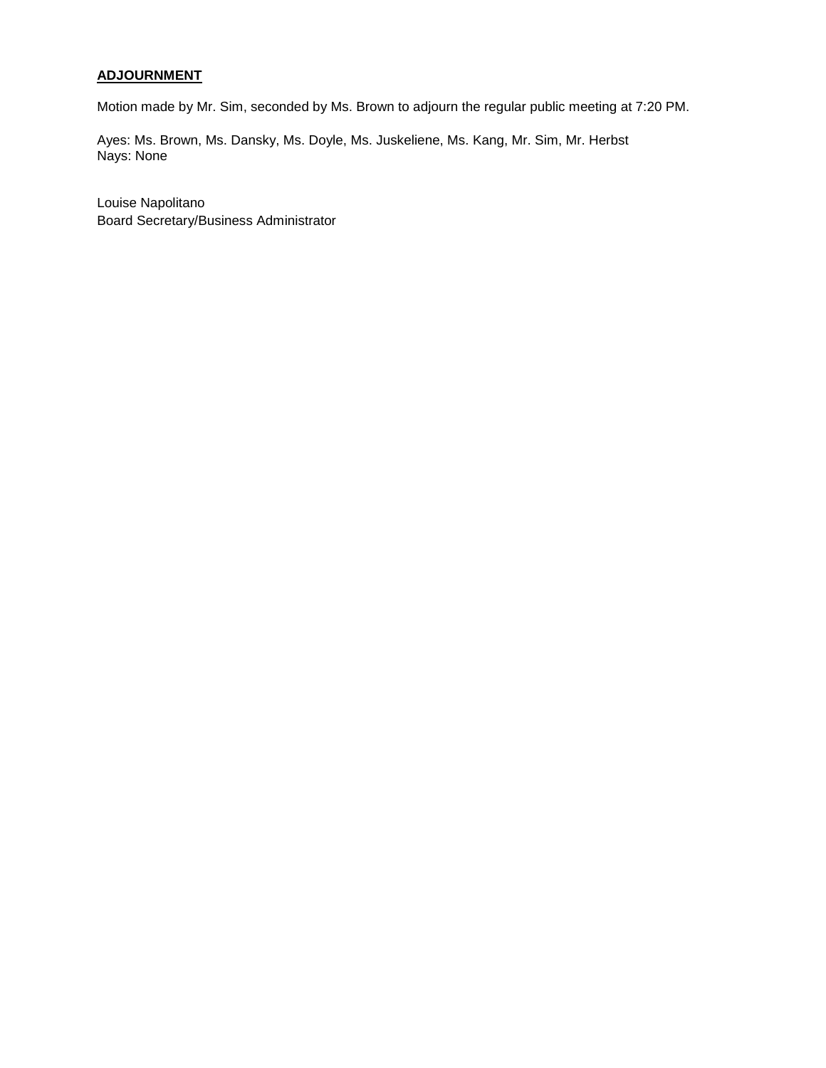**ADJOURNMENT**

Motion made by Mr. Sim, seconded by Ms. Brown to adjourn the regular public meeting at 7:20 PM.

Ayes: Ms. Brown, Ms. Dansky, Ms. Doyle, Ms. Juskeliene, Ms. Kang, Mr. Sim, Mr. Herbst
Nays: None

Louise Napolitano
Board Secretary/Business Administrator